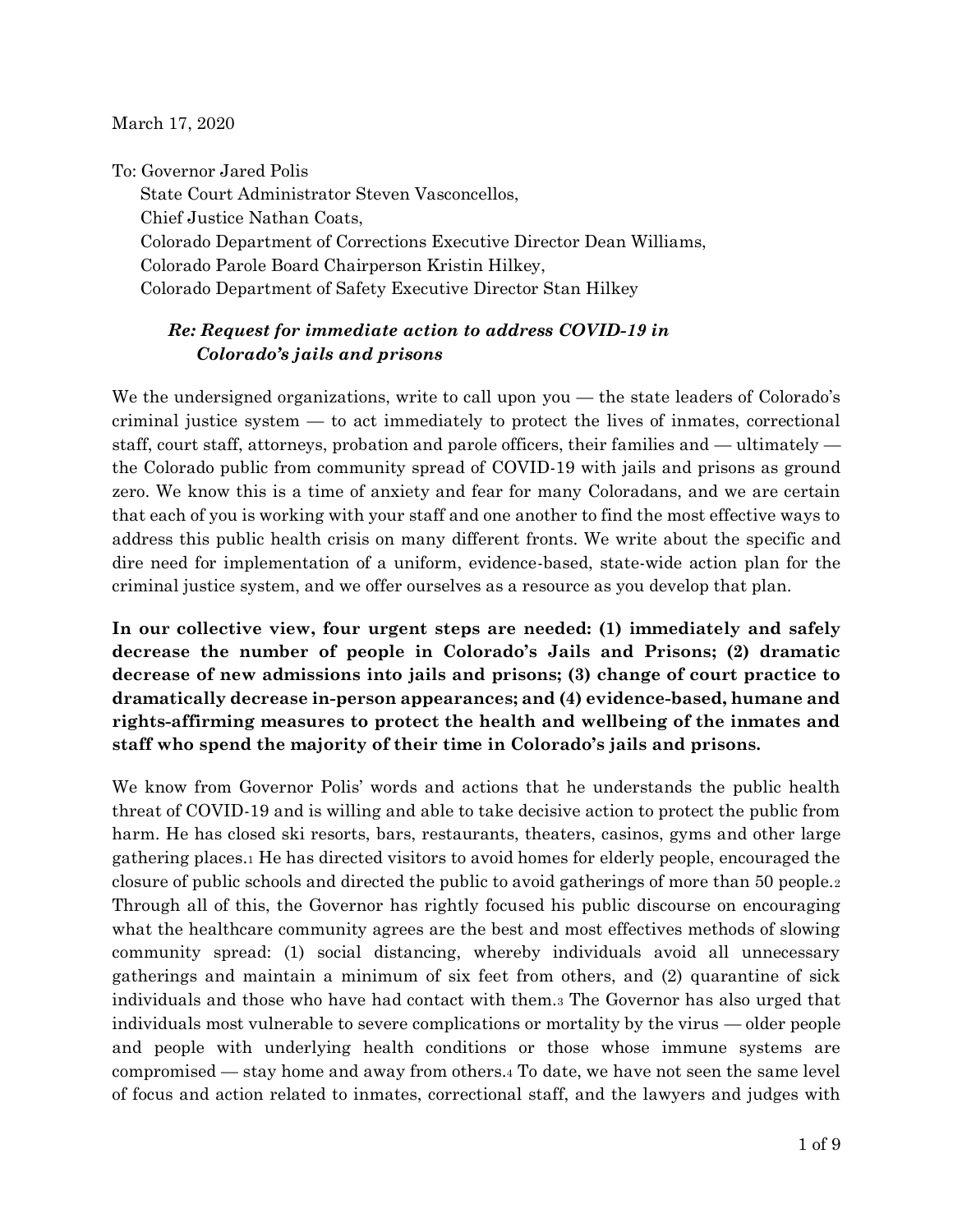March 17, 2020

To: Governor Jared Polis
State Court Administrator Steven Vasconcellos,
Chief Justice Nathan Coats,
Colorado Department of Corrections Executive Director Dean Williams,
Colorado Parole Board Chairperson Kristin Hilkey,
Colorado Department of Safety Executive Director Stan Hilkey

***Re: Request for immediate action to address COVID-19 in Colorado's jails and prisons***

We the undersigned organizations, write to call upon you — the state leaders of Colorado's criminal justice system — to act immediately to protect the lives of inmates, correctional staff, court staff, attorneys, probation and parole officers, their families and — ultimately — the Colorado public from community spread of COVID-19 with jails and prisons as ground zero. We know this is a time of anxiety and fear for many Coloradans, and we are certain that each of you is working with your staff and one another to find the most effective ways to address this public health crisis on many different fronts. We write about the specific and dire need for implementation of a uniform, evidence-based, state-wide action plan for the criminal justice system, and we offer ourselves as a resource as you develop that plan.

**In our collective view, four urgent steps are needed: (1) immediately and safely decrease the number of people in Colorado's Jails and Prisons; (2) dramatic decrease of new admissions into jails and prisons; (3) change of court practice to dramatically decrease in-person appearances; and (4) evidence-based, humane and rights-affirming measures to protect the health and wellbeing of the inmates and staff who spend the majority of their time in Colorado's jails and prisons.**

We know from Governor Polis' words and actions that he understands the public health threat of COVID-19 and is willing and able to take decisive action to protect the public from harm. He has closed ski resorts, bars, restaurants, theaters, casinos, gyms and other large gathering places.[1] He has directed visitors to avoid homes for elderly people, encouraged the closure of public schools and directed the public to avoid gatherings of more than 50 people.[2] Through all of this, the Governor has rightly focused his public discourse on encouraging what the healthcare community agrees are the best and most effectives methods of slowing community spread: (1) social distancing, whereby individuals avoid all unnecessary gatherings and maintain a minimum of six feet from others, and (2) quarantine of sick individuals and those who have had contact with them.[3] The Governor has also urged that individuals most vulnerable to severe complications or mortality by the virus — older people and people with underlying health conditions or those whose immune systems are compromised — stay home and away from others.[4] To date, we have not seen the same level of focus and action related to inmates, correctional staff, and the lawyers and judges with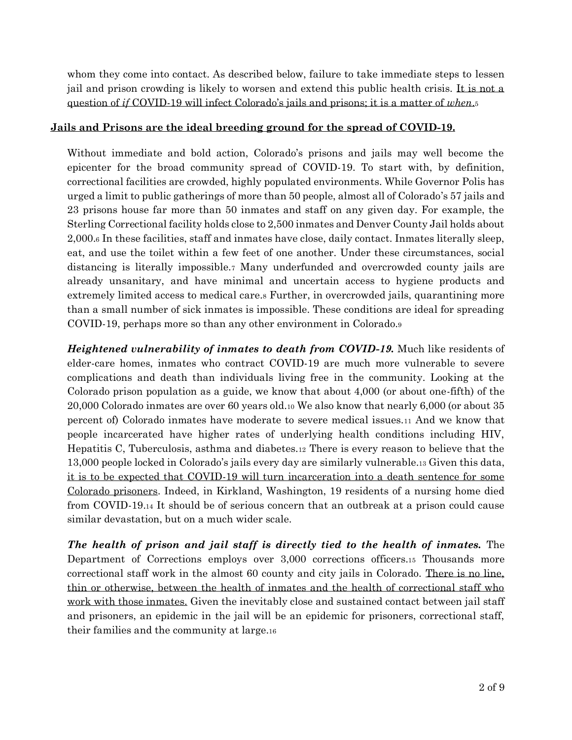whom they come into contact. As described below, failure to take immediate steps to lessen jail and prison crowding is likely to worsen and extend this public health crisis. It is not a question of *if* COVID-19 will infect Colorado's jails and prisons; it is a matter of *when*.[5]

## Jails and Prisons are the ideal breeding ground for the spread of COVID-19.

Without immediate and bold action, Colorado's prisons and jails may well become the epicenter for the broad community spread of COVID-19. To start with, by definition, correctional facilities are crowded, highly populated environments. While Governor Polis has urged a limit to public gatherings of more than 50 people, almost all of Colorado's 57 jails and 23 prisons house far more than 50 inmates and staff on any given day. For example, the Sterling Correctional facility holds close to 2,500 inmates and Denver County Jail holds about 2,000.[6] In these facilities, staff and inmates have close, daily contact. Inmates literally sleep, eat, and use the toilet within a few feet of one another. Under these circumstances, social distancing is literally impossible.[7] Many underfunded and overcrowded county jails are already unsanitary, and have minimal and uncertain access to hygiene products and extremely limited access to medical care.[8] Further, in overcrowded jails, quarantining more than a small number of sick inmates is impossible. These conditions are ideal for spreading COVID-19, perhaps more so than any other environment in Colorado.[9]

***Heightened vulnerability of inmates to death from COVID-19.*** Much like residents of elder-care homes, inmates who contract COVID-19 are much more vulnerable to severe complications and death than individuals living free in the community. Looking at the Colorado prison population as a guide, we know that about 4,000 (or about one-fifth) of the 20,000 Colorado inmates are over 60 years old.[10] We also know that nearly 6,000 (or about 35 percent of) Colorado inmates have moderate to severe medical issues.[11] And we know that people incarcerated have higher rates of underlying health conditions including HIV, Hepatitis C, Tuberculosis, asthma and diabetes.[12] There is every reason to believe that the 13,000 people locked in Colorado's jails every day are similarly vulnerable.[13] Given this data, it is to be expected that COVID-19 will turn incarceration into a death sentence for some Colorado prisoners. Indeed, in Kirkland, Washington, 19 residents of a nursing home died from COVID-19.[14] It should be of serious concern that an outbreak at a prison could cause similar devastation, but on a much wider scale.

***The health of prison and jail staff is directly tied to the health of inmates.*** The Department of Corrections employs over 3,000 corrections officers.[15] Thousands more correctional staff work in the almost 60 county and city jails in Colorado. There is no line, thin or otherwise, between the health of inmates and the health of correctional staff who work with those inmates. Given the inevitably close and sustained contact between jail staff and prisoners, an epidemic in the jail will be an epidemic for prisoners, correctional staff, their families and the community at large.[16]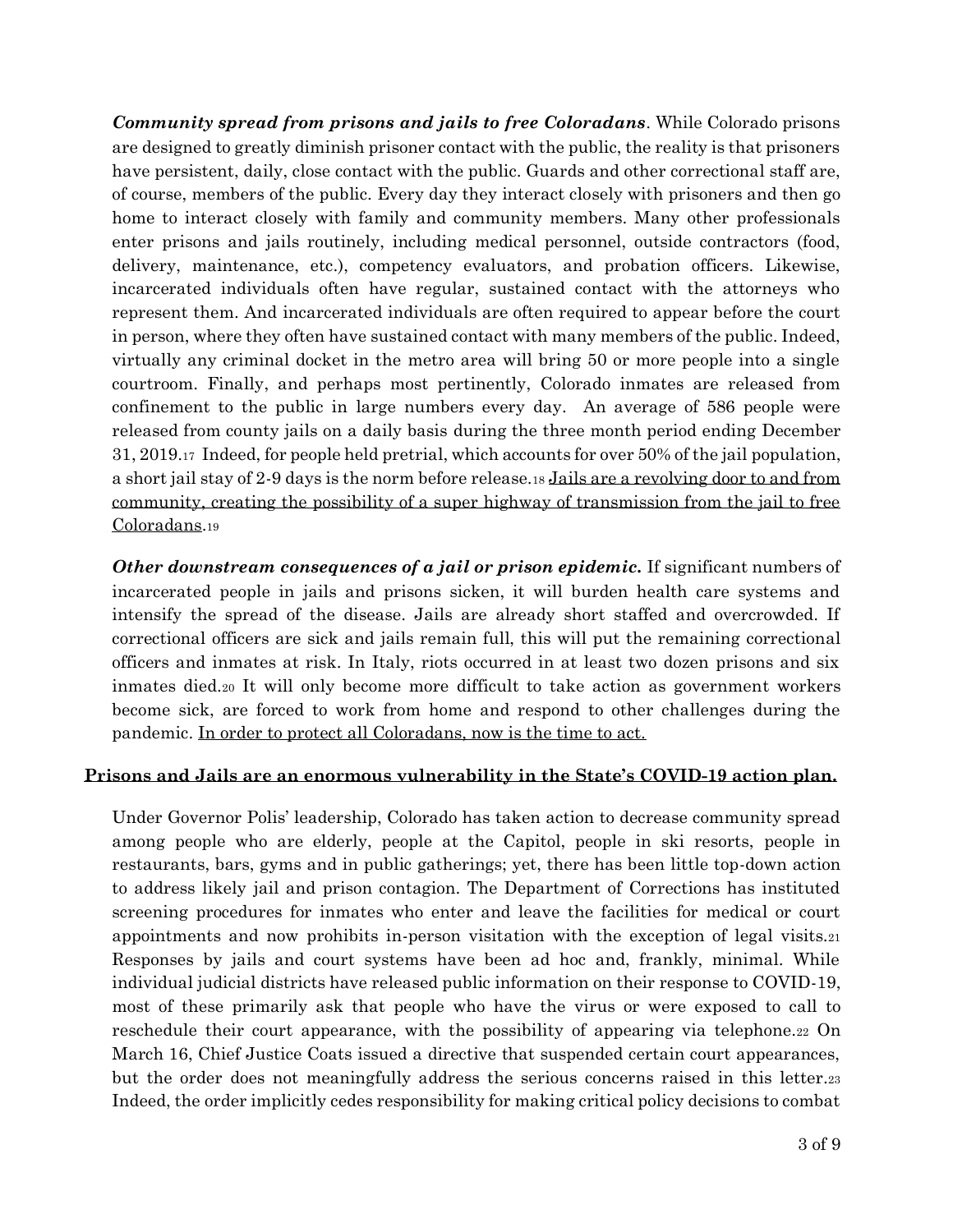***Community spread from prisons and jails to free Coloradans***. While Colorado prisons are designed to greatly diminish prisoner contact with the public, the reality is that prisoners have persistent, daily, close contact with the public. Guards and other correctional staff are, of course, members of the public. Every day they interact closely with prisoners and then go home to interact closely with family and community members. Many other professionals enter prisons and jails routinely, including medical personnel, outside contractors (food, delivery, maintenance, etc.), competency evaluators, and probation officers. Likewise, incarcerated individuals often have regular, sustained contact with the attorneys who represent them. And incarcerated individuals are often required to appear before the court in person, where they often have sustained contact with many members of the public. Indeed, virtually any criminal docket in the metro area will bring 50 or more people into a single courtroom. Finally, and perhaps most pertinently, Colorado inmates are released from confinement to the public in large numbers every day. An average of 586 people were released from county jails on a daily basis during the three month period ending December 31, 2019.[17] Indeed, for people held pretrial, which accounts for over 50% of the jail population, a short jail stay of 2-9 days is the norm before release.[18] <u>Jails are a revolving door to and from community, creating the possibility of a super highway of transmission from the jail to free Coloradans</u>.[19]

***Other downstream consequences of a jail or prison epidemic.*** If significant numbers of incarcerated people in jails and prisons sicken, it will burden health care systems and intensify the spread of the disease. Jails are already short staffed and overcrowded. If correctional officers are sick and jails remain full, this will put the remaining correctional officers and inmates at risk. In Italy, riots occurred in at least two dozen prisons and six inmates died.[20] It will only become more difficult to take action as government workers become sick, are forced to work from home and respond to other challenges during the pandemic. <u>In order to protect all Coloradans, now is the time to act.</u>

## <u>Prisons and Jails are an enormous vulnerability in the State's COVID-19 action plan.</u>

Under Governor Polis' leadership, Colorado has taken action to decrease community spread among people who are elderly, people at the Capitol, people in ski resorts, people in restaurants, bars, gyms and in public gatherings; yet, there has been little top-down action to address likely jail and prison contagion. The Department of Corrections has instituted screening procedures for inmates who enter and leave the facilities for medical or court appointments and now prohibits in-person visitation with the exception of legal visits.[21] Responses by jails and court systems have been ad hoc and, frankly, minimal. While individual judicial districts have released public information on their response to COVID-19, most of these primarily ask that people who have the virus or were exposed to call to reschedule their court appearance, with the possibility of appearing via telephone.[22] On March 16, Chief Justice Coats issued a directive that suspended certain court appearances, but the order does not meaningfully address the serious concerns raised in this letter.[23] Indeed, the order implicitly cedes responsibility for making critical policy decisions to combat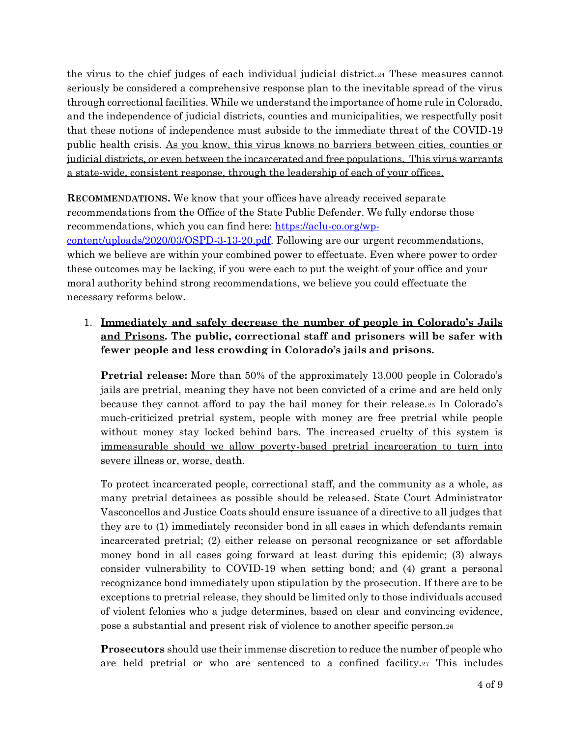the virus to the chief judges of each individual judicial district.[24] These measures cannot seriously be considered a comprehensive response plan to the inevitable spread of the virus through correctional facilities. While we understand the importance of home rule in Colorado, and the independence of judicial districts, counties and municipalities, we respectfully posit that these notions of independence must subside to the immediate threat of the COVID-19 public health crisis. <u>As you know, this virus knows no barriers between cities, counties or judicial districts, or even between the incarcerated and free populations. This virus warrants a state-wide, consistent response, through the leadership of each of your offices.</u>

**RECOMMENDATIONS.** We know that your offices have already received separate recommendations from the Office of the State Public Defender. We fully endorse those recommendations, which you can find here: [https://aclu-co.org/wp-content/uploads/2020/03/OSPD-3-13-20.pdf](https://aclu-co.org/wp-content/uploads/2020/03/OSPD-3-13-20.pdf). Following are our urgent recommendations, which we believe are within your combined power to effectuate. Even where power to order these outcomes may be lacking, if you were each to put the weight of your office and your moral authority behind strong recommendations, we believe you could effectuate the necessary reforms below.

1. **<u>Immediately and safely decrease the number of people in Colorado's Jails and Prisons</u>. The public, correctional staff and prisoners will be safer with fewer people and less crowding in Colorado's jails and prisons.**

   **Pretrial release:** More than 50% of the approximately 13,000 people in Colorado's jails are pretrial, meaning they have not been convicted of a crime and are held only because they cannot afford to pay the bail money for their release.[25] In Colorado's much-criticized pretrial system, people with money are free pretrial while people without money stay locked behind bars. <u>The increased cruelty of this system is immeasurable should we allow poverty-based pretrial incarceration to turn into severe illness or, worse, death</u>.

   To protect incarcerated people, correctional staff, and the community as a whole, as many pretrial detainees as possible should be released. State Court Administrator Vasconcellos and Justice Coats should ensure issuance of a directive to all judges that they are to (1) immediately reconsider bond in all cases in which defendants remain incarcerated pretrial; (2) either release on personal recognizance or set affordable money bond in all cases going forward at least during this epidemic; (3) always consider vulnerability to COVID-19 when setting bond; and (4) grant a personal recognizance bond immediately upon stipulation by the prosecution. If there are to be exceptions to pretrial release, they should be limited only to those individuals accused of violent felonies who a judge determines, based on clear and convincing evidence, pose a substantial and present risk of violence to another specific person.[26]

   **Prosecutors** should use their immense discretion to reduce the number of people who are held pretrial or who are sentenced to a confined facility.[27] This includes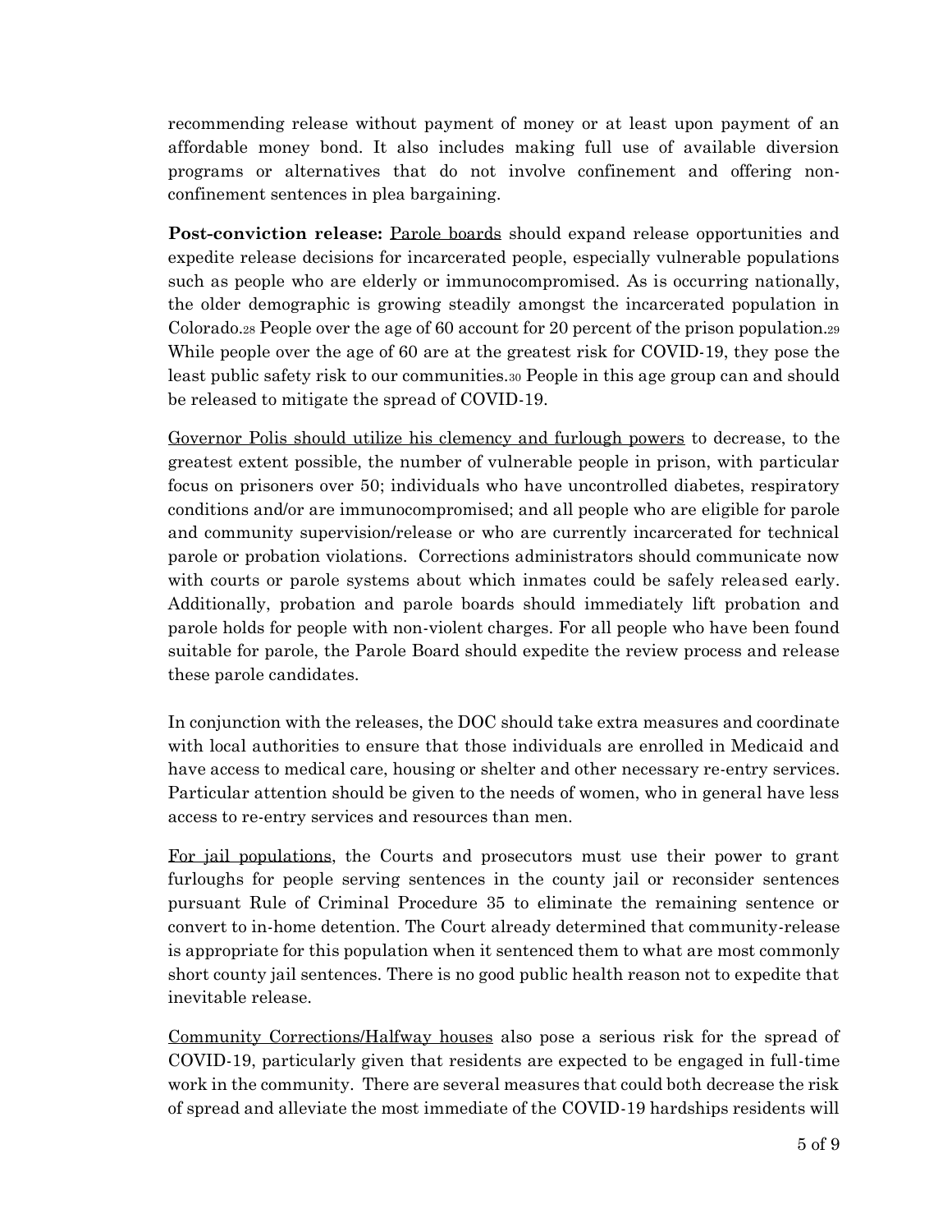recommending release without payment of money or at least upon payment of an affordable money bond. It also includes making full use of available diversion programs or alternatives that do not involve confinement and offering non-confinement sentences in plea bargaining.

**Post-conviction release:** Parole boards should expand release opportunities and expedite release decisions for incarcerated people, especially vulnerable populations such as people who are elderly or immunocompromised. As is occurring nationally, the older demographic is growing steadily amongst the incarcerated population in Colorado.[28] People over the age of 60 account for 20 percent of the prison population.[29] While people over the age of 60 are at the greatest risk for COVID-19, they pose the least public safety risk to our communities.[30] People in this age group can and should be released to mitigate the spread of COVID-19.

Governor Polis should utilize his clemency and furlough powers to decrease, to the greatest extent possible, the number of vulnerable people in prison, with particular focus on prisoners over 50; individuals who have uncontrolled diabetes, respiratory conditions and/or are immunocompromised; and all people who are eligible for parole and community supervision/release or who are currently incarcerated for technical parole or probation violations. Corrections administrators should communicate now with courts or parole systems about which inmates could be safely released early. Additionally, probation and parole boards should immediately lift probation and parole holds for people with non-violent charges. For all people who have been found suitable for parole, the Parole Board should expedite the review process and release these parole candidates.

In conjunction with the releases, the DOC should take extra measures and coordinate with local authorities to ensure that those individuals are enrolled in Medicaid and have access to medical care, housing or shelter and other necessary re-entry services. Particular attention should be given to the needs of women, who in general have less access to re-entry services and resources than men.

For jail populations, the Courts and prosecutors must use their power to grant furloughs for people serving sentences in the county jail or reconsider sentences pursuant Rule of Criminal Procedure 35 to eliminate the remaining sentence or convert to in-home detention. The Court already determined that community-release is appropriate for this population when it sentenced them to what are most commonly short county jail sentences. There is no good public health reason not to expedite that inevitable release.

Community Corrections/Halfway houses also pose a serious risk for the spread of COVID-19, particularly given that residents are expected to be engaged in full-time work in the community. There are several measures that could both decrease the risk of spread and alleviate the most immediate of the COVID-19 hardships residents will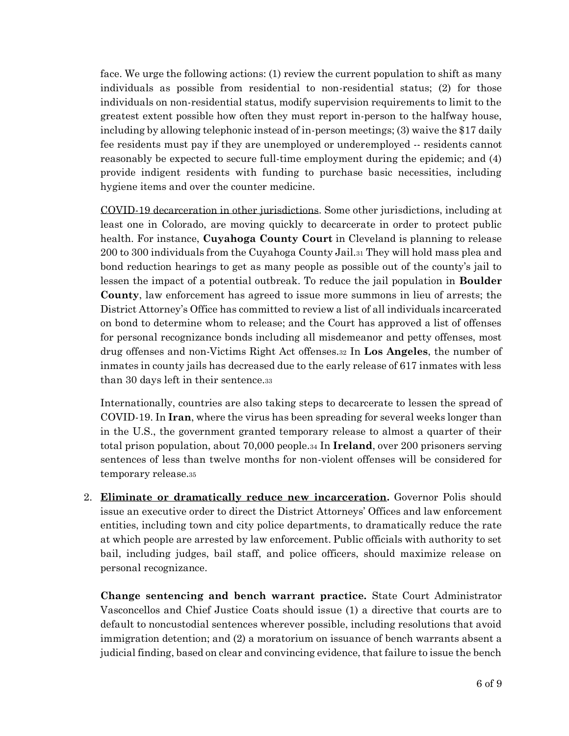face. We urge the following actions: (1) review the current population to shift as many individuals as possible from residential to non-residential status; (2) for those individuals on non-residential status, modify supervision requirements to limit to the greatest extent possible how often they must report in-person to the halfway house, including by allowing telephonic instead of in-person meetings; (3) waive the $17 daily fee residents must pay if they are unemployed or underemployed -- residents cannot reasonably be expected to secure full-time employment during the epidemic; and (4) provide indigent residents with funding to purchase basic necessities, including hygiene items and over the counter medicine.

<u>COVID-19 decarceration in other jurisdictions</u>. Some other jurisdictions, including at least one in Colorado, are moving quickly to decarcerate in order to protect public health. For instance, **Cuyahoga County Court** in Cleveland is planning to release 200 to 300 individuals from the Cuyahoga County Jail.[31] They will hold mass plea and bond reduction hearings to get as many people as possible out of the county's jail to lessen the impact of a potential outbreak. To reduce the jail population in **Boulder County**, law enforcement has agreed to issue more summons in lieu of arrests; the District Attorney's Office has committed to review a list of all individuals incarcerated on bond to determine whom to release; and the Court has approved a list of offenses for personal recognizance bonds including all misdemeanor and petty offenses, most drug offenses and non-Victims Right Act offenses.[32] In **Los Angeles**, the number of inmates in county jails has decreased due to the early release of 617 inmates with less than 30 days left in their sentence.[33]

Internationally, countries are also taking steps to decarcerate to lessen the spread of COVID-19. In **Iran**, where the virus has been spreading for several weeks longer than in the U.S., the government granted temporary release to almost a quarter of their total prison population, about 70,000 people.[34] In **Ireland**, over 200 prisoners serving sentences of less than twelve months for non-violent offenses will be considered for temporary release.[35]

2. **<u>Eliminate or dramatically reduce new incarceration</u>.** Governor Polis should issue an executive order to direct the District Attorneys' Offices and law enforcement entities, including town and city police departments, to dramatically reduce the rate at which people are arrested by law enforcement. Public officials with authority to set bail, including judges, bail staff, and police officers, should maximize release on personal recognizance.

   **Change sentencing and bench warrant practice.** State Court Administrator Vasconcellos and Chief Justice Coats should issue (1) a directive that courts are to default to noncustodial sentences wherever possible, including resolutions that avoid immigration detention; and (2) a moratorium on issuance of bench warrants absent a judicial finding, based on clear and convincing evidence, that failure to issue the bench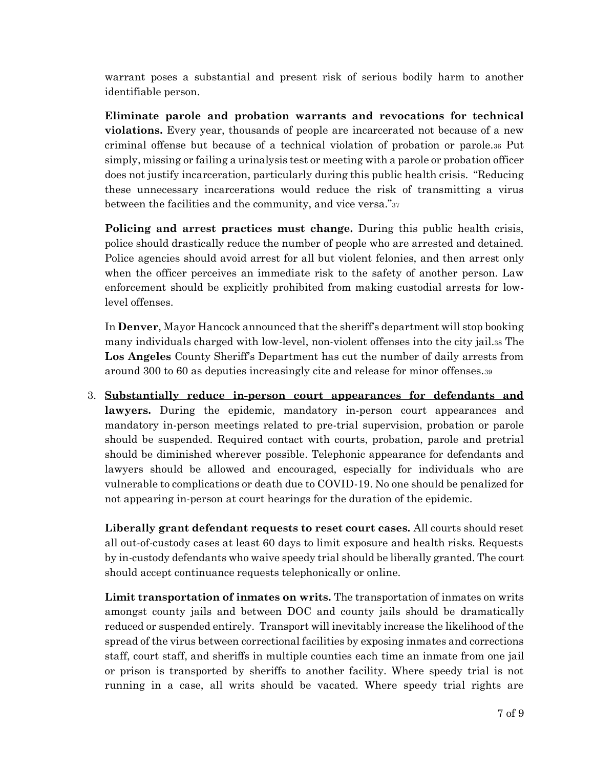warrant poses a substantial and present risk of serious bodily harm to another identifiable person.

**Eliminate parole and probation warrants and revocations for technical violations.** Every year, thousands of people are incarcerated not because of a new criminal offense but because of a technical violation of probation or parole.[36] Put simply, missing or failing a urinalysis test or meeting with a parole or probation officer does not justify incarceration, particularly during this public health crisis. "Reducing these unnecessary incarcerations would reduce the risk of transmitting a virus between the facilities and the community, and vice versa."[37]

**Policing and arrest practices must change.** During this public health crisis, police should drastically reduce the number of people who are arrested and detained. Police agencies should avoid arrest for all but violent felonies, and then arrest only when the officer perceives an immediate risk to the safety of another person. Law enforcement should be explicitly prohibited from making custodial arrests for low-level offenses.

In **Denver**, Mayor Hancock announced that the sheriff's department will stop booking many individuals charged with low-level, non-violent offenses into the city jail.[38] The **Los Angeles** County Sheriff's Department has cut the number of daily arrests from around 300 to 60 as deputies increasingly cite and release for minor offenses.[39]

3. **Substantially reduce in-person court appearances for defendants and lawyers.** During the epidemic, mandatory in-person court appearances and mandatory in-person meetings related to pre-trial supervision, probation or parole should be suspended. Required contact with courts, probation, parole and pretrial should be diminished wherever possible. Telephonic appearance for defendants and lawyers should be allowed and encouraged, especially for individuals who are vulnerable to complications or death due to COVID-19. No one should be penalized for not appearing in-person at court hearings for the duration of the epidemic.

   **Liberally grant defendant requests to reset court cases.** All courts should reset all out-of-custody cases at least 60 days to limit exposure and health risks. Requests by in-custody defendants who waive speedy trial should be liberally granted. The court should accept continuance requests telephonically or online.

   **Limit transportation of inmates on writs.** The transportation of inmates on writs amongst county jails and between DOC and county jails should be dramatically reduced or suspended entirely. Transport will inevitably increase the likelihood of the spread of the virus between correctional facilities by exposing inmates and corrections staff, court staff, and sheriffs in multiple counties each time an inmate from one jail or prison is transported by sheriffs to another facility. Where speedy trial is not running in a case, all writs should be vacated. Where speedy trial rights are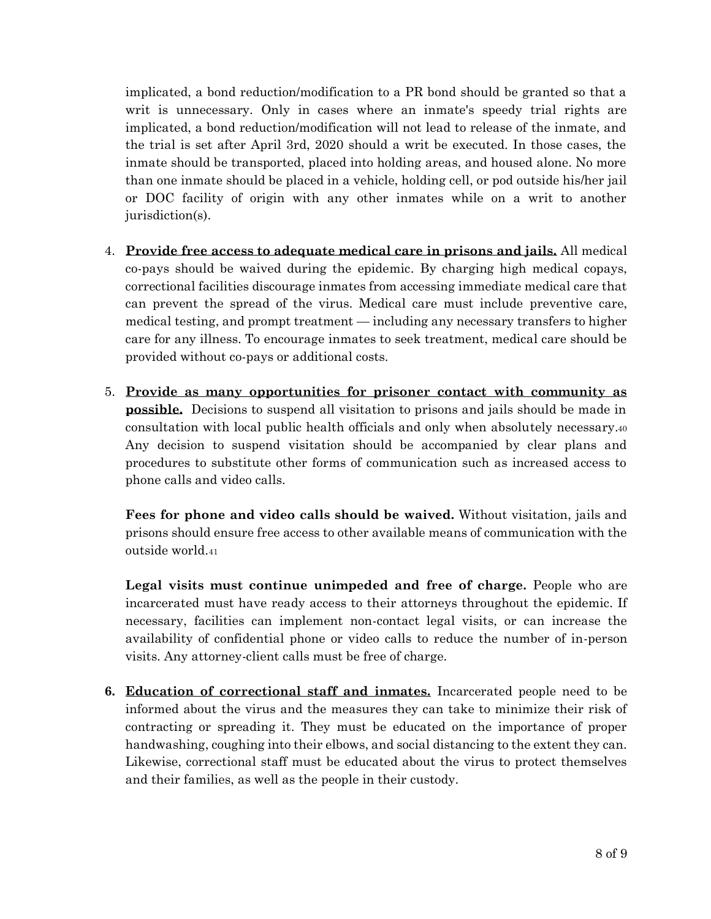implicated, a bond reduction/modification to a PR bond should be granted so that a writ is unnecessary. Only in cases where an inmate's speedy trial rights are implicated, a bond reduction/modification will not lead to release of the inmate, and the trial is set after April 3rd, 2020 should a writ be executed. In those cases, the inmate should be transported, placed into holding areas, and housed alone. No more than one inmate should be placed in a vehicle, holding cell, or pod outside his/her jail or DOC facility of origin with any other inmates while on a writ to another jurisdiction(s).

4. **Provide free access to adequate medical care in prisons and jails.** All medical co-pays should be waived during the epidemic. By charging high medical copays, correctional facilities discourage inmates from accessing immediate medical care that can prevent the spread of the virus. Medical care must include preventive care, medical testing, and prompt treatment — including any necessary transfers to higher care for any illness. To encourage inmates to seek treatment, medical care should be provided without co-pays or additional costs.

5. **Provide as many opportunities for prisoner contact with community as possible.** Decisions to suspend all visitation to prisons and jails should be made in consultation with local public health officials and only when absolutely necessary.[40] Any decision to suspend visitation should be accompanied by clear plans and procedures to substitute other forms of communication such as increased access to phone calls and video calls.

   **Fees for phone and video calls should be waived.** Without visitation, jails and prisons should ensure free access to other available means of communication with the outside world.[41]

   **Legal visits must continue unimpeded and free of charge.** People who are incarcerated must have ready access to their attorneys throughout the epidemic. If necessary, facilities can implement non-contact legal visits, or can increase the availability of confidential phone or video calls to reduce the number of in-person visits. Any attorney-client calls must be free of charge.

6. **Education of correctional staff and inmates.** Incarcerated people need to be informed about the virus and the measures they can take to minimize their risk of contracting or spreading it. They must be educated on the importance of proper handwashing, coughing into their elbows, and social distancing to the extent they can. Likewise, correctional staff must be educated about the virus to protect themselves and their families, as well as the people in their custody.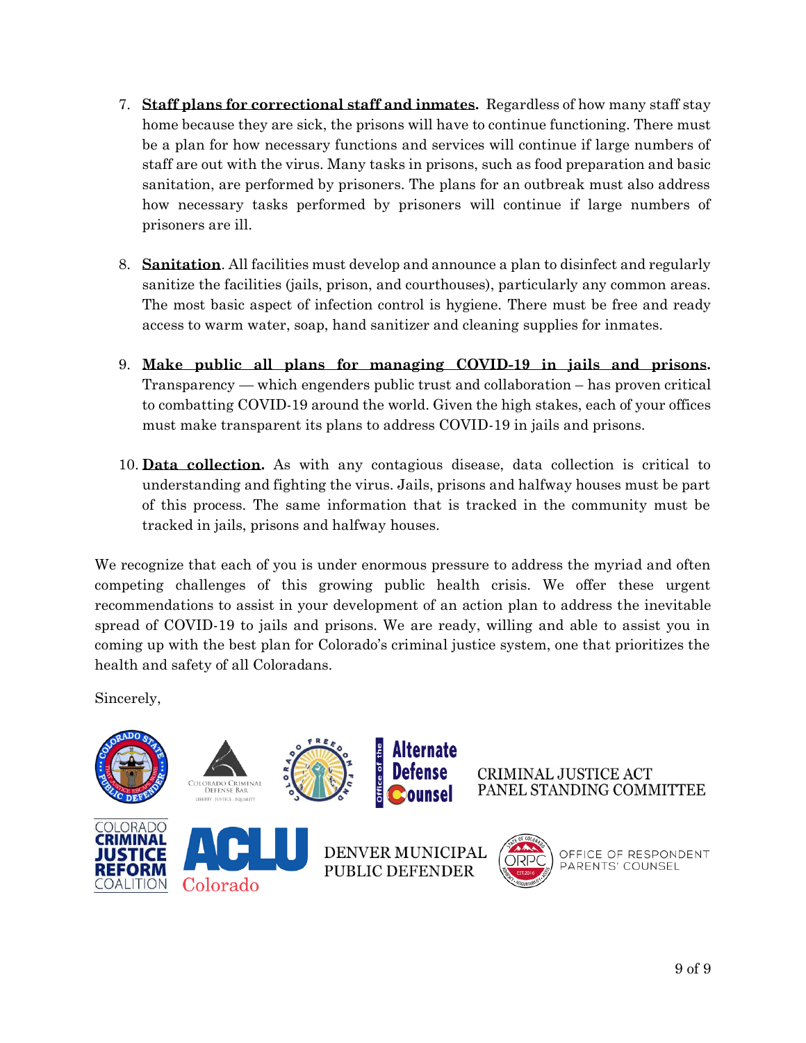7. **Staff plans for correctional staff and inmates.** Regardless of how many staff stay home because they are sick, the prisons will have to continue functioning. There must be a plan for how necessary functions and services will continue if large numbers of staff are out with the virus. Many tasks in prisons, such as food preparation and basic sanitation, are performed by prisoners. The plans for an outbreak must also address how necessary tasks performed by prisoners will continue if large numbers of prisoners are ill.

8. **Sanitation**. All facilities must develop and announce a plan to disinfect and regularly sanitize the facilities (jails, prison, and courthouses), particularly any common areas. The most basic aspect of infection control is hygiene. There must be free and ready access to warm water, soap, hand sanitizer and cleaning supplies for inmates.

9. **Make public all plans for managing COVID-19 in jails and prisons.** Transparency — which engenders public trust and collaboration – has proven critical to combatting COVID-19 around the world. Given the high stakes, each of your offices must make transparent its plans to address COVID-19 in jails and prisons.

10. **Data collection.** As with any contagious disease, data collection is critical to understanding and fighting the virus. Jails, prisons and halfway houses must be part of this process. The same information that is tracked in the community must be tracked in jails, prisons and halfway houses.

We recognize that each of you is under enormous pressure to address the myriad and often competing challenges of this growing public health crisis. We offer these urgent recommendations to assist in your development of an action plan to address the inevitable spread of COVID-19 to jails and prisons. We are ready, willing and able to assist you in coming up with the best plan for Colorado's criminal justice system, one that prioritizes the health and safety of all Coloradans.

Sincerely,

Colorado State Public Defender

Colorado Criminal Defense Bar

Colorado Freedom Fund

Office of the Alternate Defense Counsel

CRIMINAL JUSTICE ACT PANEL STANDING COMMITTEE

Colorado Criminal Justice Reform Coalition

ACLU Colorado

DENVER MUNICIPAL PUBLIC DEFENDER

OFFICE OF RESPONDENT PARENTS' COUNSEL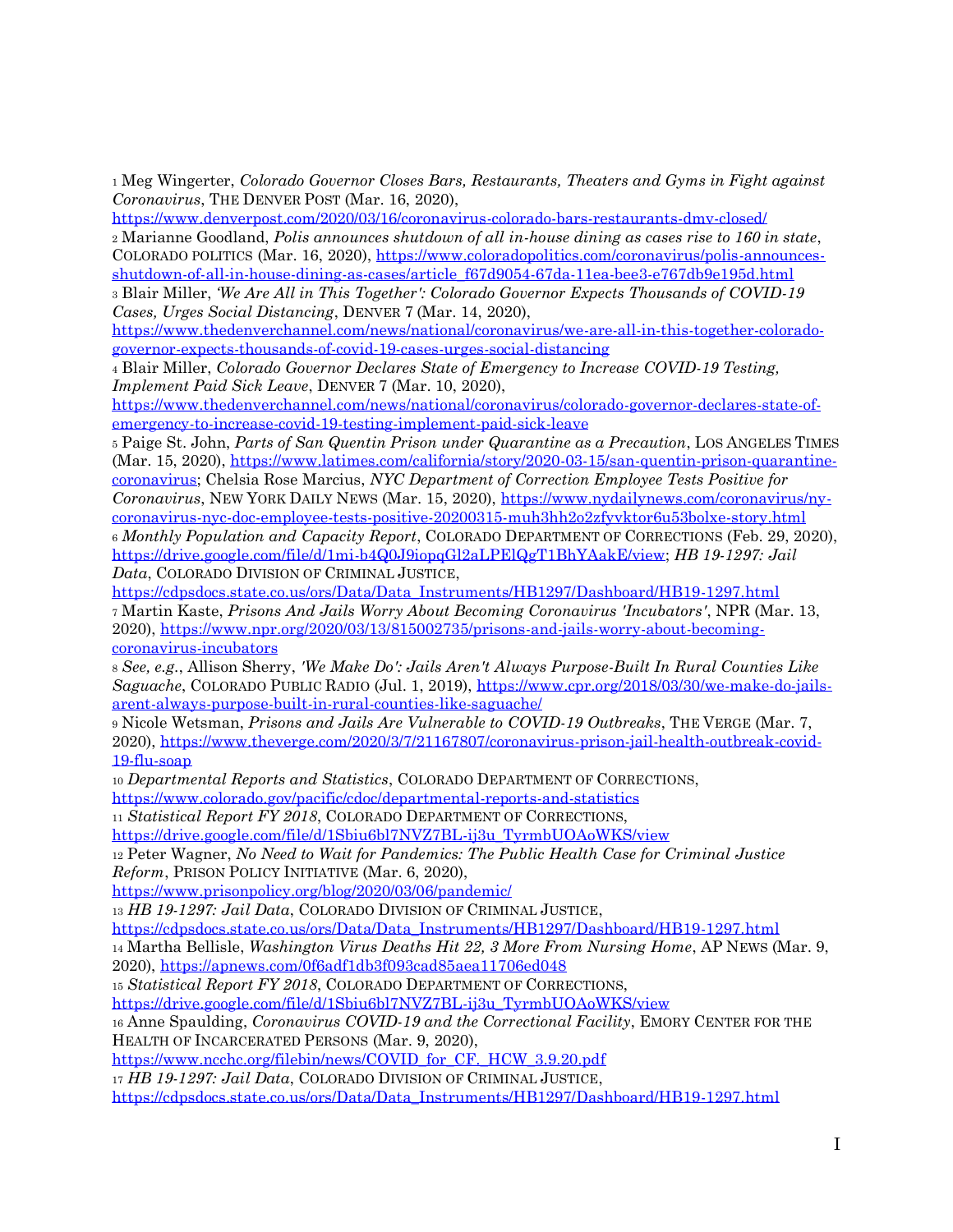[1] Meg Wingerter, *Colorado Governor Closes Bars, Restaurants, Theaters and Gyms in Fight against Coronavirus*, THE DENVER POST (Mar. 16, 2020), https://www.denverpost.com/2020/03/16/coronavirus-colorado-bars-restaurants-dmv-closed/

[2] Marianne Goodland, *Polis announces shutdown of all in-house dining as cases rise to 160 in state*, COLORADO POLITICS (Mar. 16, 2020), https://www.coloradopolitics.com/coronavirus/polis-announces-shutdown-of-all-in-house-dining-as-cases/article_f67d9054-67da-11ea-bee3-e767db9e195d.html

[3] Blair Miller, *'We Are All in This Together': Colorado Governor Expects Thousands of COVID-19 Cases, Urges Social Distancing*, DENVER 7 (Mar. 14, 2020), https://www.thedenverchannel.com/news/national/coronavirus/we-are-all-in-this-together-colorado-governor-expects-thousands-of-covid-19-cases-urges-social-distancing

[4] Blair Miller, *Colorado Governor Declares State of Emergency to Increase COVID-19 Testing, Implement Paid Sick Leave*, DENVER 7 (Mar. 10, 2020), https://www.thedenverchannel.com/news/national/coronavirus/colorado-governor-declares-state-of-emergency-to-increase-covid-19-testing-implement-paid-sick-leave

[5] Paige St. John, *Parts of San Quentin Prison under Quarantine as a Precaution*, LOS ANGELES TIMES (Mar. 15, 2020), https://www.latimes.com/california/story/2020-03-15/san-quentin-prison-quarantine-coronavirus; Chelsia Rose Marcius, *NYC Department of Correction Employee Tests Positive for Coronavirus*, NEW YORK DAILY NEWS (Mar. 15, 2020), https://www.nydailynews.com/coronavirus/ny-coronavirus-nyc-doc-employee-tests-positive-20200315-muh3hh2o2zfyvktor6u53bolxe-story.html

[6] *Monthly Population and Capacity Report*, COLORADO DEPARTMENT OF CORRECTIONS (Feb. 29, 2020), https://drive.google.com/file/d/1mi-b4Q0J9iopqGl2aLPElQgT1BhYAakE/view; *HB 19-1297: Jail Data*, COLORADO DIVISION OF CRIMINAL JUSTICE, https://cdpsdocs.state.co.us/ors/Data/Data_Instruments/HB1297/Dashboard/HB19-1297.html

[7] Martin Kaste, *Prisons And Jails Worry About Becoming Coronavirus 'Incubators'*, NPR (Mar. 13, 2020), https://www.npr.org/2020/03/13/815002735/prisons-and-jails-worry-about-becoming-coronavirus-incubators

[8] *See, e.g.*, Allison Sherry, *'We Make Do': Jails Aren't Always Purpose-Built In Rural Counties Like Saguache*, COLORADO PUBLIC RADIO (Jul. 1, 2019), https://www.cpr.org/2018/03/30/we-make-do-jails-arent-always-purpose-built-in-rural-counties-like-saguache/

[9] Nicole Wetsman, *Prisons and Jails Are Vulnerable to COVID-19 Outbreaks*, THE VERGE (Mar. 7, 2020), https://www.theverge.com/2020/3/7/21167807/coronavirus-prison-jail-health-outbreak-covid-19-flu-soap

[10] *Departmental Reports and Statistics*, COLORADO DEPARTMENT OF CORRECTIONS, https://www.colorado.gov/pacific/cdoc/departmental-reports-and-statistics

[11] *Statistical Report FY 2018*, COLORADO DEPARTMENT OF CORRECTIONS, https://drive.google.com/file/d/1Sbiu6bl7NVZ7BL-ij3u_TyrmbUOAoWKS/view

[12] Peter Wagner, *No Need to Wait for Pandemics: The Public Health Case for Criminal Justice Reform*, PRISON POLICY INITIATIVE (Mar. 6, 2020), https://www.prisonpolicy.org/blog/2020/03/06/pandemic/

[13] *HB 19-1297: Jail Data*, COLORADO DIVISION OF CRIMINAL JUSTICE, https://cdpsdocs.state.co.us/ors/Data/Data_Instruments/HB1297/Dashboard/HB19-1297.html

[14] Martha Bellisle, *Washington Virus Deaths Hit 22, 3 More From Nursing Home*, AP NEWS (Mar. 9, 2020), https://apnews.com/0f6adf1db3f093cad85aea11706ed048

[15] *Statistical Report FY 2018*, COLORADO DEPARTMENT OF CORRECTIONS, https://drive.google.com/file/d/1Sbiu6bl7NVZ7BL-ij3u_TyrmbUOAoWKS/view

[16] Anne Spaulding, *Coronavirus COVID-19 and the Correctional Facility*, EMORY CENTER FOR THE HEALTH OF INCARCERATED PERSONS (Mar. 9, 2020), https://www.ncchc.org/filebin/news/COVID_for_CF._HCW_3.9.20.pdf

[17] *HB 19-1297: Jail Data*, COLORADO DIVISION OF CRIMINAL JUSTICE, https://cdpsdocs.state.co.us/ors/Data/Data_Instruments/HB1297/Dashboard/HB19-1297.html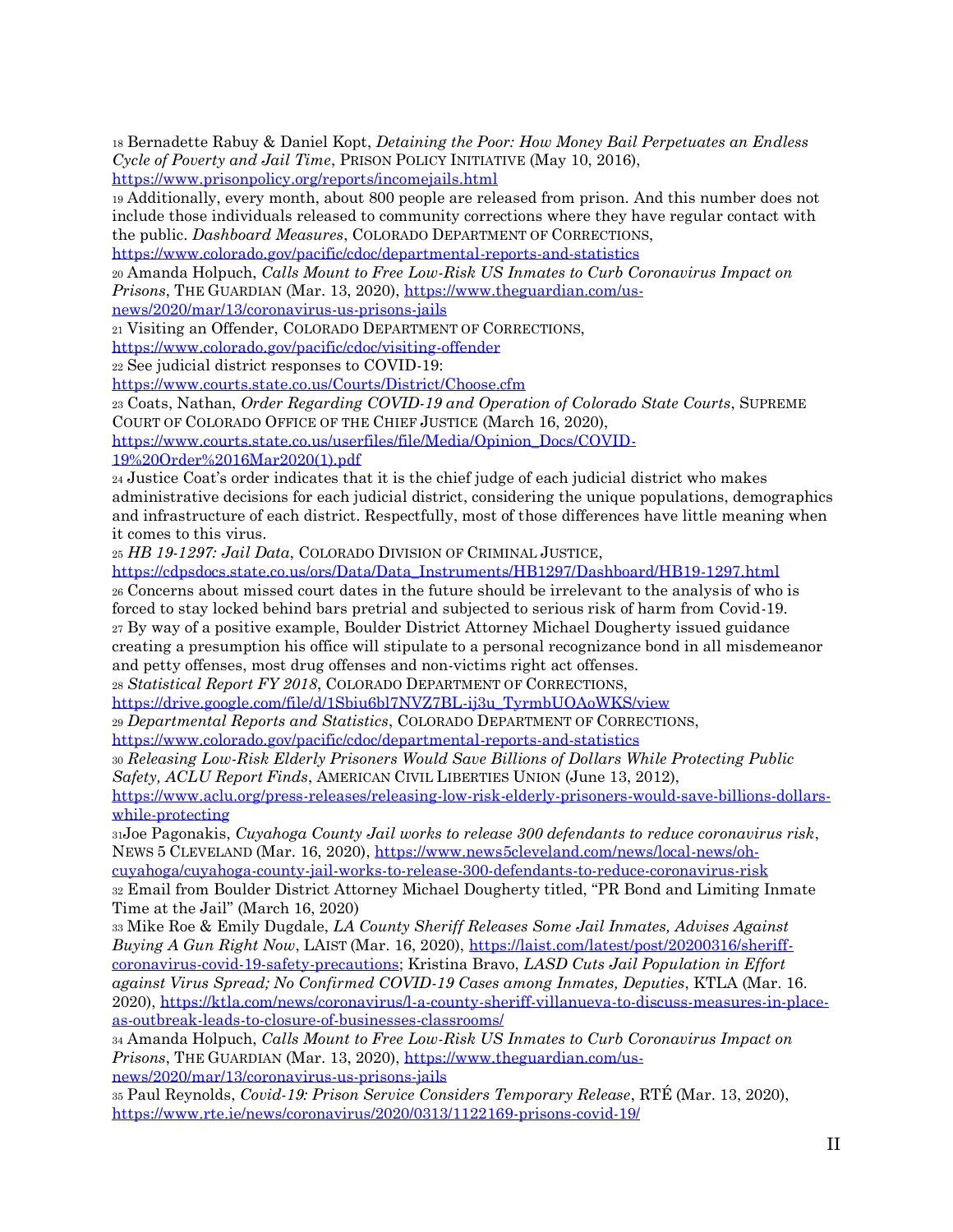[18] Bernadette Rabuy & Daniel Kopt, *Detaining the Poor: How Money Bail Perpetuates an Endless Cycle of Poverty and Jail Time*, PRISON POLICY INITIATIVE (May 10, 2016), https://www.prisonpolicy.org/reports/incomejails.html

[19] Additionally, every month, about 800 people are released from prison. And this number does not include those individuals released to community corrections where they have regular contact with the public. *Dashboard Measures*, COLORADO DEPARTMENT OF CORRECTIONS, https://www.colorado.gov/pacific/cdoc/departmental-reports-and-statistics

[20] Amanda Holpuch, *Calls Mount to Free Low-Risk US Inmates to Curb Coronavirus Impact on Prisons*, THE GUARDIAN (Mar. 13, 2020), https://www.theguardian.com/us-news/2020/mar/13/coronavirus-us-prisons-jails

[21] Visiting an Offender, COLORADO DEPARTMENT OF CORRECTIONS, https://www.colorado.gov/pacific/cdoc/visiting-offender

[22] See judicial district responses to COVID-19: https://www.courts.state.co.us/Courts/District/Choose.cfm

[23] Coats, Nathan, *Order Regarding COVID-19 and Operation of Colorado State Courts*, SUPREME COURT OF COLORADO OFFICE OF THE CHIEF JUSTICE (March 16, 2020), https://www.courts.state.co.us/userfiles/file/Media/Opinion_Docs/COVID-19%20Order%2016Mar2020(1).pdf

[24] Justice Coat's order indicates that it is the chief judge of each judicial district who makes administrative decisions for each judicial district, considering the unique populations, demographics and infrastructure of each district. Respectfully, most of those differences have little meaning when it comes to this virus.

[25] *HB 19-1297: Jail Data*, COLORADO DIVISION OF CRIMINAL JUSTICE, https://cdpsdocs.state.co.us/ors/Data/Data_Instruments/HB1297/Dashboard/HB19-1297.html

[26] Concerns about missed court dates in the future should be irrelevant to the analysis of who is forced to stay locked behind bars pretrial and subjected to serious risk of harm from Covid-19.

[27] By way of a positive example, Boulder District Attorney Michael Dougherty issued guidance creating a presumption his office will stipulate to a personal recognizance bond in all misdemeanor and petty offenses, most drug offenses and non-victims right act offenses.

[28] *Statistical Report FY 2018*, COLORADO DEPARTMENT OF CORRECTIONS, https://drive.google.com/file/d/1Sbiu6bl7NVZ7BL-ij3u_TyrmbUOAoWKS/view

[29] *Departmental Reports and Statistics*, COLORADO DEPARTMENT OF CORRECTIONS, https://www.colorado.gov/pacific/cdoc/departmental-reports-and-statistics

[30] *Releasing Low-Risk Elderly Prisoners Would Save Billions of Dollars While Protecting Public Safety, ACLU Report Finds*, AMERICAN CIVIL LIBERTIES UNION (June 13, 2012), https://www.aclu.org/press-releases/releasing-low-risk-elderly-prisoners-would-save-billions-dollars-while-protecting

[31] Joe Pagonakis, *Cuyahoga County Jail works to release 300 defendants to reduce coronavirus risk*, NEWS 5 CLEVELAND (Mar. 16, 2020), https://www.news5cleveland.com/news/local-news/oh-cuyahoga/cuyahoga-county-jail-works-to-release-300-defendants-to-reduce-coronavirus-risk

[32] Email from Boulder District Attorney Michael Dougherty titled, "PR Bond and Limiting Inmate Time at the Jail" (March 16, 2020)

[33] Mike Roe & Emily Dugdale, *LA County Sheriff Releases Some Jail Inmates, Advises Against Buying A Gun Right Now*, LAIST (Mar. 16, 2020), https://laist.com/latest/post/20200316/sheriff-coronavirus-covid-19-safety-precautions; Kristina Bravo, *LASD Cuts Jail Population in Effort against Virus Spread; No Confirmed COVID-19 Cases among Inmates, Deputies*, KTLA (Mar. 16. 2020), https://ktla.com/news/coronavirus/l-a-county-sheriff-villanueva-to-discuss-measures-in-place-as-outbreak-leads-to-closure-of-businesses-classrooms/

[34] Amanda Holpuch, *Calls Mount to Free Low-Risk US Inmates to Curb Coronavirus Impact on Prisons*, THE GUARDIAN (Mar. 13, 2020), https://www.theguardian.com/us-news/2020/mar/13/coronavirus-us-prisons-jails

[35] Paul Reynolds, *Covid-19: Prison Service Considers Temporary Release*, RTÉ (Mar. 13, 2020), https://www.rte.ie/news/coronavirus/2020/0313/1122169-prisons-covid-19/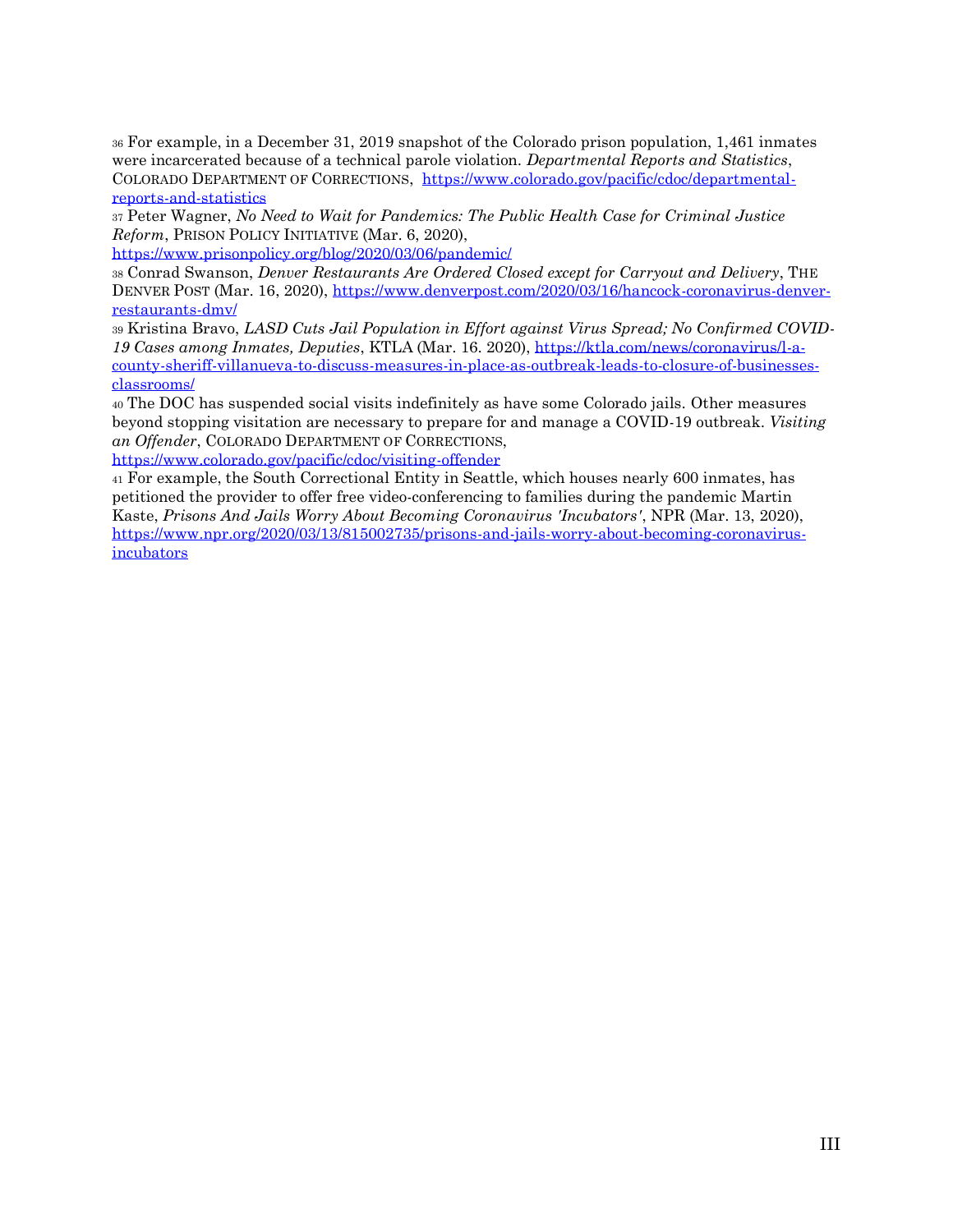[36] For example, in a December 31, 2019 snapshot of the Colorado prison population, 1,461 inmates were incarcerated because of a technical parole violation. *Departmental Reports and Statistics*, COLORADO DEPARTMENT OF CORRECTIONS, https://www.colorado.gov/pacific/cdoc/departmental-reports-and-statistics

[37] Peter Wagner, *No Need to Wait for Pandemics: The Public Health Case for Criminal Justice Reform*, PRISON POLICY INITIATIVE (Mar. 6, 2020), https://www.prisonpolicy.org/blog/2020/03/06/pandemic/

[38] Conrad Swanson, *Denver Restaurants Are Ordered Closed except for Carryout and Delivery*, THE DENVER POST (Mar. 16, 2020), https://www.denverpost.com/2020/03/16/hancock-coronavirus-denver-restaurants-dmv/

[39] Kristina Bravo, *LASD Cuts Jail Population in Effort against Virus Spread; No Confirmed COVID-19 Cases among Inmates, Deputies*, KTLA (Mar. 16. 2020), https://ktla.com/news/coronavirus/l-a-county-sheriff-villanueva-to-discuss-measures-in-place-as-outbreak-leads-to-closure-of-businesses-classrooms/

[40] The DOC has suspended social visits indefinitely as have some Colorado jails. Other measures beyond stopping visitation are necessary to prepare for and manage a COVID-19 outbreak. *Visiting an Offender*, COLORADO DEPARTMENT OF CORRECTIONS, https://www.colorado.gov/pacific/cdoc/visiting-offender

[41] For example, the South Correctional Entity in Seattle, which houses nearly 600 inmates, has petitioned the provider to offer free video-conferencing to families during the pandemic Martin Kaste, *Prisons And Jails Worry About Becoming Coronavirus 'Incubators'*, NPR (Mar. 13, 2020), https://www.npr.org/2020/03/13/815002735/prisons-and-jails-worry-about-becoming-coronavirus-incubators